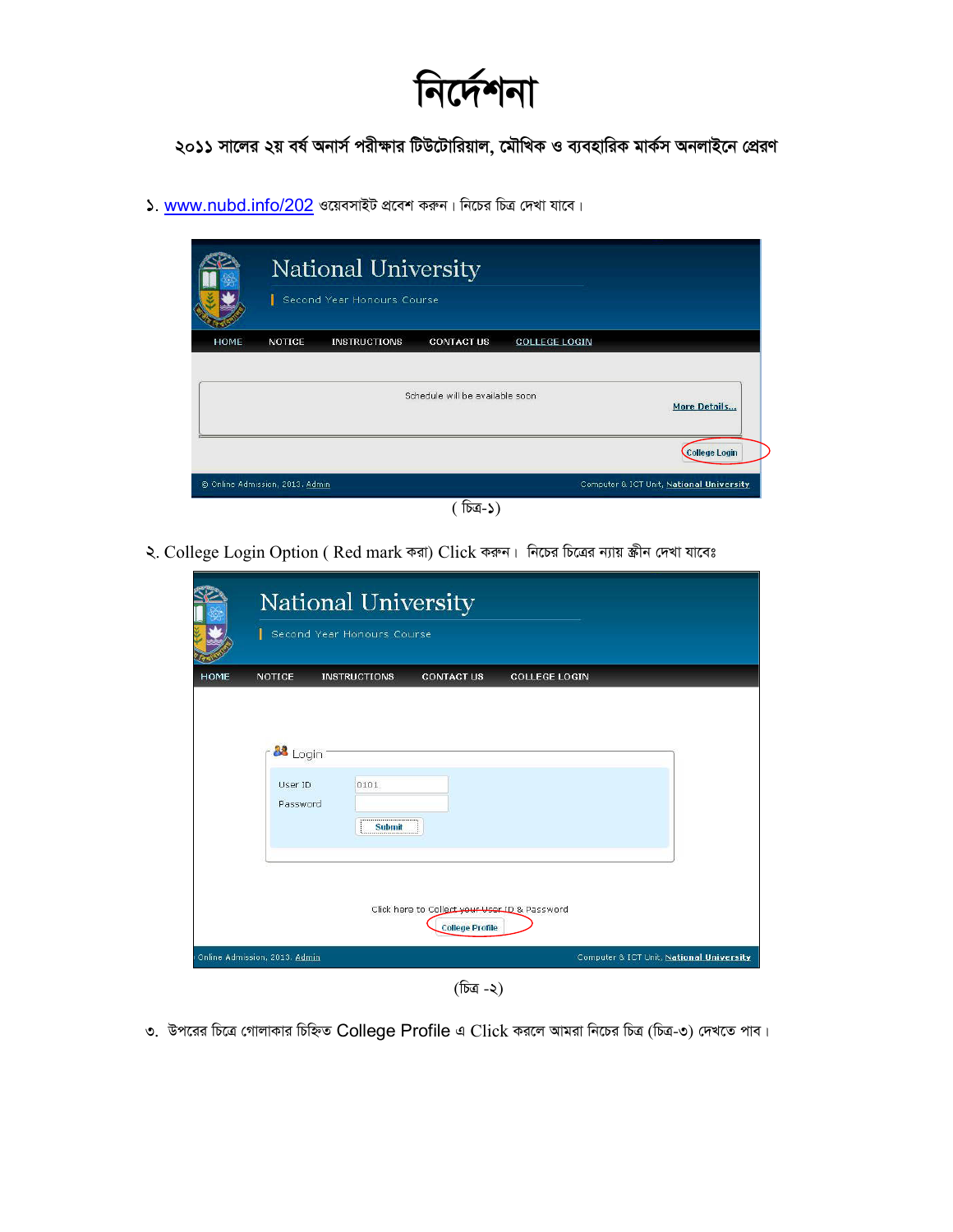# নির্দেশনা

## ২০১১ সালের ২য় বর্ষ অনার্স পরীক্ষার টিউটোরিয়াল, মৌখিক ও ব্যবহারিক মার্কস অনলাইনে প্রেরণ

১. www.nubd.info/202 ওয়েবসাইট প্রবেশ করুন। নিচের চিত্র দেখা যাবে।

( চিত্র-১)

২. College Login Option ( Red mark করা) Click করুন। নিচের চিত্রের ন্যায় স্ক্রীন দেখা যাবেঃ

(চিত্র -২)

৩. উপরের চিত্রে গোলাকার চিহ্নিত College Profile এ Click করলে আমরা নিচের চিত্র (চিত্র-৩) দেখতে পাব।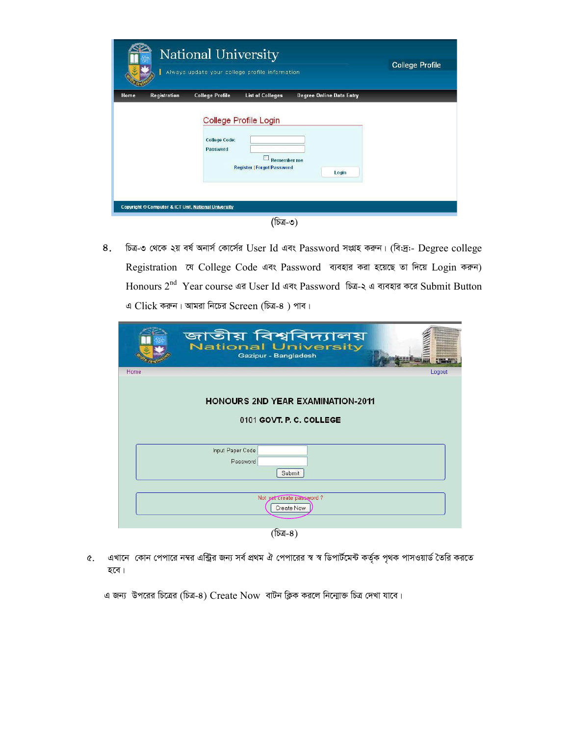(চিত্র-৩)

৪. চিত্র-৩ থেকে ২য় বর্ষ অনার্স কোর্সের User Id এবং Password সংগ্রহ করুন। (বিঃদ্রঃ- Degree college Registration যে College Code এবং Password ব্যবহার করা হয়েছে তা দিয়ে Login করুন) Honours 2nd Year course এর User Id এবং Password চিত্র-২ এ ব্যবহার করে Submit Button এ Click করুন। আমরা নিচের Screen (চিত্র-৪ ) পাব।

(চিত্র-৪)

৫. এখানে কোন পেপারে নম্বর এন্ট্রির জন্য সর্ব প্রথম ঐ পেপারের স্ব স্ব ডিপার্টমেন্ট কর্তৃক পৃথক পাসওয়ার্ড তৈরি করতে হবে।

এ জন্য উপরের চিত্রের (চিত্র-৪) Create Now বাটন ক্লিক করলে নিম্নোক্ত চিত্র দেখা যাবে।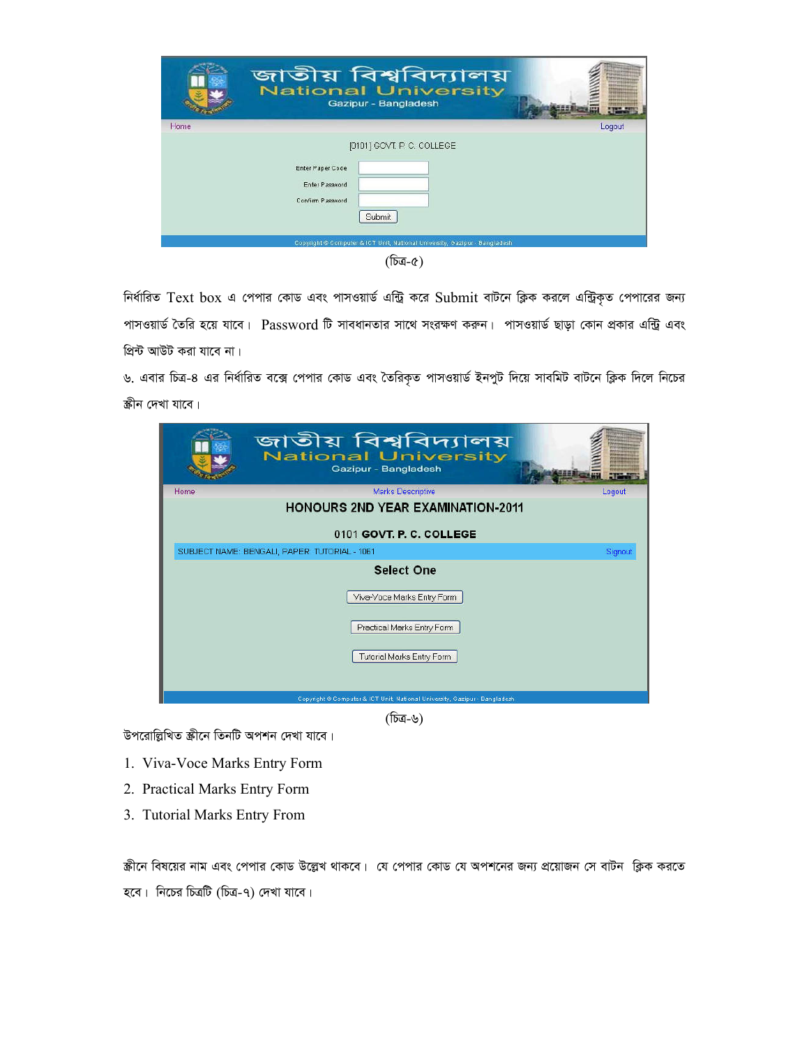(চিত্র-৫)

নির্ধারিত Text box এ পেপার কোড এবং পাসওয়ার্ড এন্ট্রি করে Submit বাটনে ক্লিক করলে এন্ট্রিকৃত পেপারের জন্য পাসওয়ার্ড তৈরি হয়ে যাবে। Password টি সাবধানতার সাথে সংরক্ষণ করুন। পাসওয়ার্ড ছাড়া কোন প্রকার এন্ট্রি এবং প্রিন্ট আউট করা যাবে না।

৬. এবার চিত্র-৪ এর নির্ধারিত বক্সে পেপার কোড এবং তৈরিকৃত পাসওয়ার্ড ইনপুট দিয়ে সাবমিট বাটনে ক্লিক দিলে নিচের স্ক্রীন দেখা যাবে।

(চিত্র-৬)

উপরোল্লিখিত স্ক্রীনে তিনটি অপশন দেখা যাবে।

1. Viva-Voce Marks Entry Form
2. Practical Marks Entry Form
3. Tutorial Marks Entry From

স্ক্রীনে বিষয়ের নাম এবং পেপার কোড উল্লেখ থাকবে। যে পেপার কোড যে অপশনের জন্য প্রয়োজন সে বাটন ক্লিক করতে হবে। নিচের চিত্রটি (চিত্র-৭) দেখা যাবে।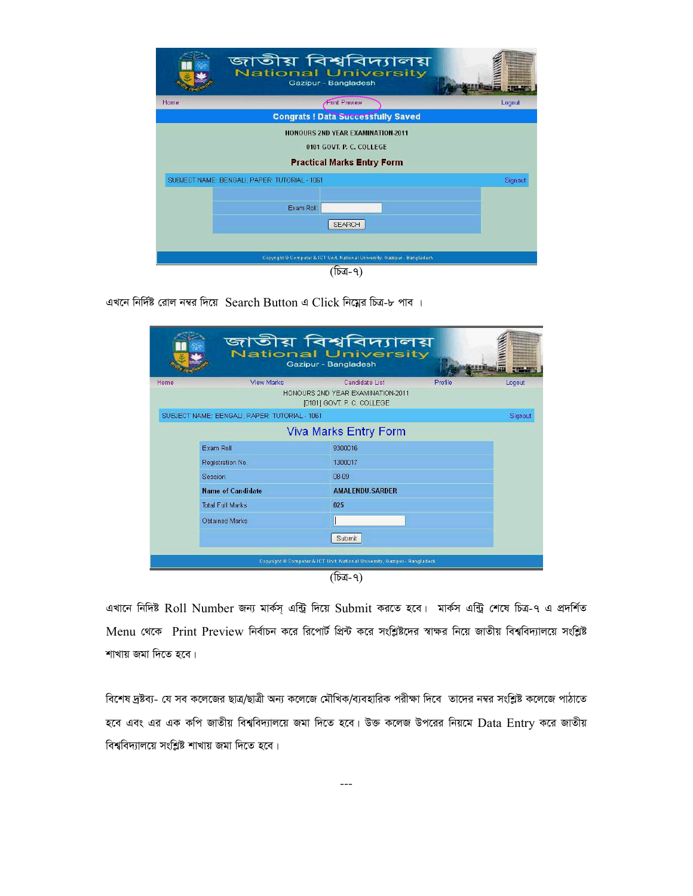জাতীয় বিশ্ববিদ্যালয়
National University
Gazipur - Bangladesh

Home | Print Preview | Logout

**Congrats ! Data Successfully Saved**

HONOURS 2ND YEAR EXAMINATION-2011

0101 GOVT. P. C. COLLEGE

**Practical Marks Entry Form**

SUBJECT NAME: BENGALI, PAPER: TUTORIAL - 1061 | Signout

Exam Roll:

SEARCH

Copyright © Computer & ICT Unit, National University, Gazipur - Bangladesh

(চিত্র-৭)

এখনে নির্দিষ্ট রোল নম্বর দিয়ে Search Button এ Click নিম্নের চিত্র-৮ পাব ।

জাতীয় বিশ্ববিদ্যালয়
National University
Gazipur - Bangladesh

Home | View Marks | Candidate List | Profile | Logout

HONOURS 2ND YEAR EXAMINATION-2011

[0101] GOVT. P. C. COLLEGE

SUBJECT NAME: BENGALI, PAPER: TUTORIAL - 1061 | Signout

**Viva Marks Entry Form**

| | |
|---|---|
| Exam Roll | 9300016 |
| Registration No. | 1300017 |
| Session | 08-09 |
| **Name of Candidate** | **AMALENDU.SARDER** |
| Total Full Marks | 025 |
| Obtained Marks | |
| | Submit |

Copyright © Computer & ICT Unit, National University, Gazipur - Bangladesh

(চিত্র-৭)

এখানে নির্দিষ্ট Roll Number জন্য মার্কস্ এন্ট্রি দিয়ে Submit করতে হবে। মার্কস এন্ট্রি শেষে চিত্র-৭ এ প্রদর্শিত Menu থেকে Print Preview নির্বাচন করে রিপোর্ট প্রিন্ট করে সংশ্লিষ্টদের স্বাক্ষর নিয়ে জাতীয় বিশ্ববিদ্যালয়ে সংশ্লিষ্ট শাখায় জমা দিতে হবে।

বিশেষ দ্রষ্টব্য- যে সব কলেজের ছাত্র/ছাত্রী অন্য কলেজে মৌখিক/ব্যবহারিক পরীক্ষা দিবে তাদের নম্বর সংশ্লিষ্ট কলেজে পাঠাতে হবে এবং এর এক কপি জাতীয় বিশ্ববিদ্যালয়ে জমা দিতে হবে। উক্ত কলেজ উপরের নিয়মে Data Entry করে জাতীয় বিশ্ববিদ্যালয়ে সংশ্লিষ্ট শাখায় জমা দিতে হবে।

---